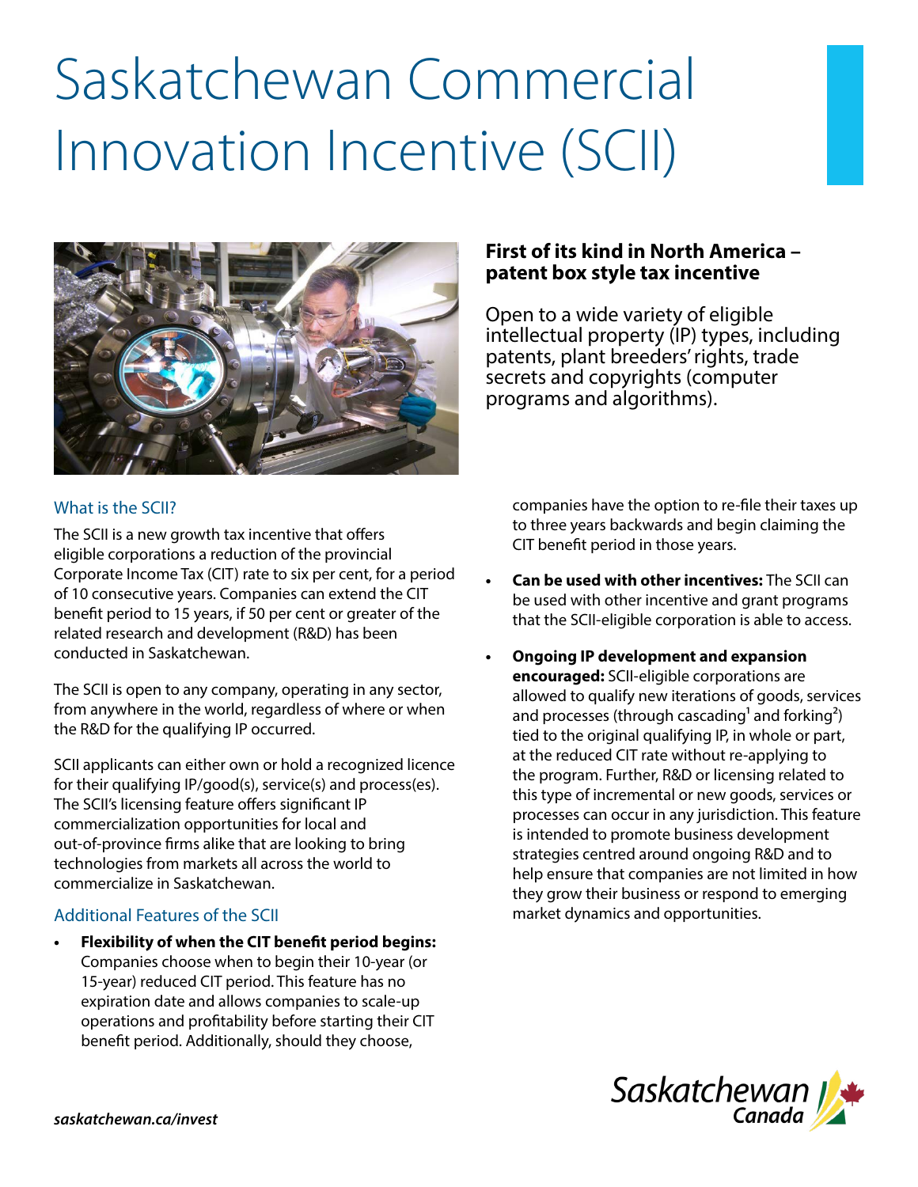# Saskatchewan Commercial Innovation Incentive (SCII)

**First of its kind in North America – patent box style tax incentive**

Open to a wide variety of eligible intellectual property (IP) types, including patents, plant breeders' rights, trade secrets and copyrights (computer programs and algorithms).

## What is the SCII?

The SCII is a new growth tax incentive that offers eligible corporations a reduction of the provincial Corporate Income Tax (CIT) rate to six per cent, for a period of 10 consecutive years. Companies can extend the CIT benefit period to 15 years, if 50 per cent or greater of the related research and development (R&D) has been conducted in Saskatchewan.

The SCII is open to any company, operating in any sector, from anywhere in the world, regardless of where or when the R&D for the qualifying IP occurred.

SCII applicants can either own or hold a recognized licence for their qualifying IP/good(s), service(s) and process(es). The SCII's licensing feature offers significant IP commercialization opportunities for local and out-of-province firms alike that are looking to bring technologies from markets all across the world to commercialize in Saskatchewan.

## Additional Features of the SCII

- **Flexibility of when the CIT benefit period begins:** Companies choose when to begin their 10-year (or 15-year) reduced CIT period. This feature has no expiration date and allows companies to scale-up operations and profitability before starting their CIT benefit period. Additionally, should they choose, companies have the option to re-file their taxes up to three years backwards and begin claiming the CIT benefit period in those years.
- **Can be used with other incentives:** The SCII can be used with other incentive and grant programs that the SCII-eligible corporation is able to access.
- **Ongoing IP development and expansion encouraged:** SCII-eligible corporations are allowed to qualify new iterations of goods, services and processes (through cascading[1] and forking[2]) tied to the original qualifying IP, in whole or part, at the reduced CIT rate without re-applying to the program. Further, R&D or licensing related to this type of incremental or new goods, services or processes can occur in any jurisdiction. This feature is intended to promote business development strategies centred around ongoing R&D and to help ensure that companies are not limited in how they grow their business or respond to emerging market dynamics and opportunities.

*saskatchewan.ca/invest*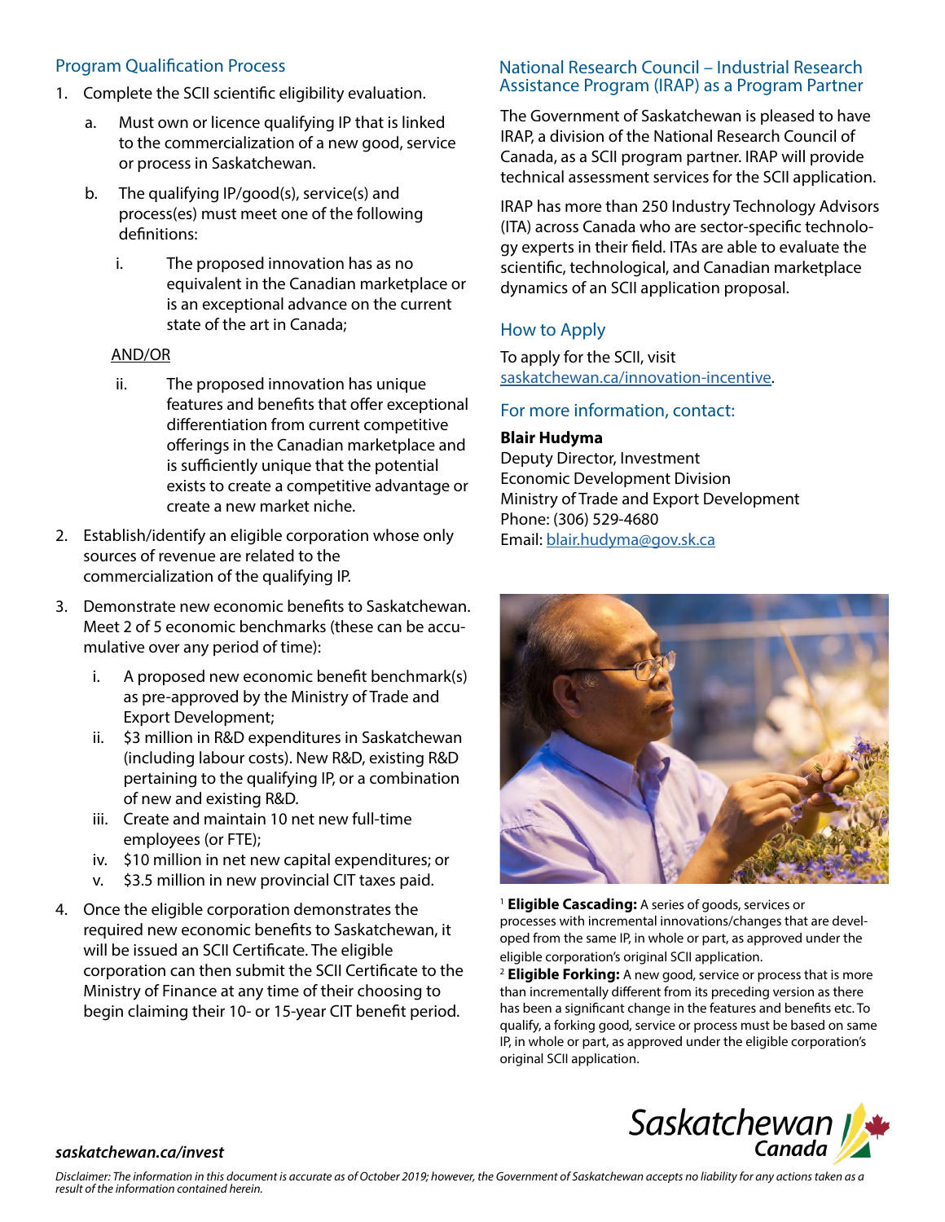## Program Qualification Process

1. Complete the SCII scientific eligibility evaluation.
   a. Must own or licence qualifying IP that is linked to the commercialization of a new good, service or process in Saskatchewan.
   b. The qualifying IP/good(s), service(s) and process(es) must meet one of the following definitions:
      i. The proposed innovation has as no equivalent in the Canadian marketplace or is an exceptional advance on the current state of the art in Canada;

      AND/OR

      ii. The proposed innovation has unique features and benefits that offer exceptional differentiation from current competitive offerings in the Canadian marketplace and is sufficiently unique that the potential exists to create a competitive advantage or create a new market niche.
2. Establish/identify an eligible corporation whose only sources of revenue are related to the commercialization of the qualifying IP.
3. Demonstrate new economic benefits to Saskatchewan. Meet 2 of 5 economic benchmarks (these can be accumulative over any period of time):
   i. A proposed new economic benefit benchmark(s) as pre-approved by the Ministry of Trade and Export Development;
   ii. $3 million in R&D expenditures in Saskatchewan (including labour costs). New R&D, existing R&D pertaining to the qualifying IP, or a combination of new and existing R&D.
   iii. Create and maintain 10 net new full-time employees (or FTE);
   iv. $10 million in net new capital expenditures; or
   v. $3.5 million in new provincial CIT taxes paid.
4. Once the eligible corporation demonstrates the required new economic benefits to Saskatchewan, it will be issued an SCII Certificate. The eligible corporation can then submit the SCII Certificate to the Ministry of Finance at any time of their choosing to begin claiming their 10- or 15-year CIT benefit period.

## National Research Council – Industrial Research Assistance Program (IRAP) as a Program Partner

The Government of Saskatchewan is pleased to have IRAP, a division of the National Research Council of Canada, as a SCII program partner. IRAP will provide technical assessment services for the SCII application.

IRAP has more than 250 Industry Technology Advisors (ITA) across Canada who are sector-specific technology experts in their field. ITAs are able to evaluate the scientific, technological, and Canadian marketplace dynamics of an SCII application proposal.

## How to Apply

To apply for the SCII, visit saskatchewan.ca/innovation-incentive.

## For more information, contact:

**Blair Hudyma**
Deputy Director, Investment
Economic Development Division
Ministry of Trade and Export Development
Phone: (306) 529-4680
Email: blair.hudyma@gov.sk.ca

[1] **Eligible Cascading:** A series of goods, services or processes with incremental innovations/changes that are developed from the same IP, in whole or part, as approved under the eligible corporation's original SCII application.

[2] **Eligible Forking:** A new good, service or process that is more than incrementally different from its preceding version as there has been a significant change in the features and benefits etc. To qualify, a forking good, service or process must be based on same IP, in whole or part, as approved under the eligible corporation's original SCII application.

***saskatchewan.ca/invest***

Saskatchewan Canada

*Disclaimer: The information in this document is accurate as of October 2019; however, the Government of Saskatchewan accepts no liability for any actions taken as a result of the information contained herein.*